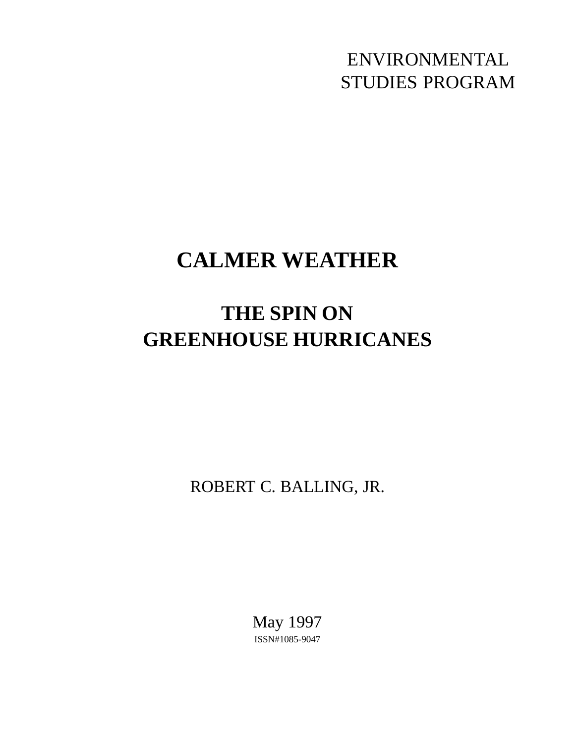ENVIRONMENTAL
STUDIES PROGRAM

# CALMER WEATHER

## THE SPIN ON GREENHOUSE HURRICANES

ROBERT C. BALLING, JR.

May 1997

ISSN#1085-9047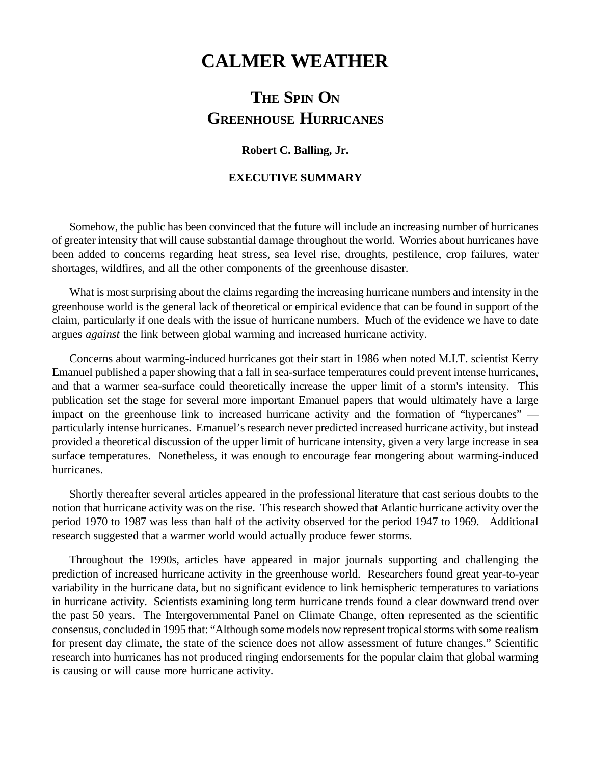# CALMER WEATHER

## The Spin On Greenhouse Hurricanes

**Robert C. Balling, Jr.**

**EXECUTIVE SUMMARY**

Somehow, the public has been convinced that the future will include an increasing number of hurricanes of greater intensity that will cause substantial damage throughout the world. Worries about hurricanes have been added to concerns regarding heat stress, sea level rise, droughts, pestilence, crop failures, water shortages, wildfires, and all the other components of the greenhouse disaster.

What is most surprising about the claims regarding the increasing hurricane numbers and intensity in the greenhouse world is the general lack of theoretical or empirical evidence that can be found in support of the claim, particularly if one deals with the issue of hurricane numbers. Much of the evidence we have to date argues *against* the link between global warming and increased hurricane activity.

Concerns about warming-induced hurricanes got their start in 1986 when noted M.I.T. scientist Kerry Emanuel published a paper showing that a fall in sea-surface temperatures could prevent intense hurricanes, and that a warmer sea-surface could theoretically increase the upper limit of a storm's intensity. This publication set the stage for several more important Emanuel papers that would ultimately have a large impact on the greenhouse link to increased hurricane activity and the formation of "hypercanes" — particularly intense hurricanes. Emanuel's research never predicted increased hurricane activity, but instead provided a theoretical discussion of the upper limit of hurricane intensity, given a very large increase in sea surface temperatures. Nonetheless, it was enough to encourage fear mongering about warming-induced hurricanes.

Shortly thereafter several articles appeared in the professional literature that cast serious doubts to the notion that hurricane activity was on the rise. This research showed that Atlantic hurricane activity over the period 1970 to 1987 was less than half of the activity observed for the period 1947 to 1969. Additional research suggested that a warmer world would actually produce fewer storms.

Throughout the 1990s, articles have appeared in major journals supporting and challenging the prediction of increased hurricane activity in the greenhouse world. Researchers found great year-to-year variability in the hurricane data, but no significant evidence to link hemispheric temperatures to variations in hurricane activity. Scientists examining long term hurricane trends found a clear downward trend over the past 50 years. The Intergovernmental Panel on Climate Change, often represented as the scientific consensus, concluded in 1995 that: "Although some models now represent tropical storms with some realism for present day climate, the state of the science does not allow assessment of future changes." Scientific research into hurricanes has not produced ringing endorsements for the popular claim that global warming is causing or will cause more hurricane activity.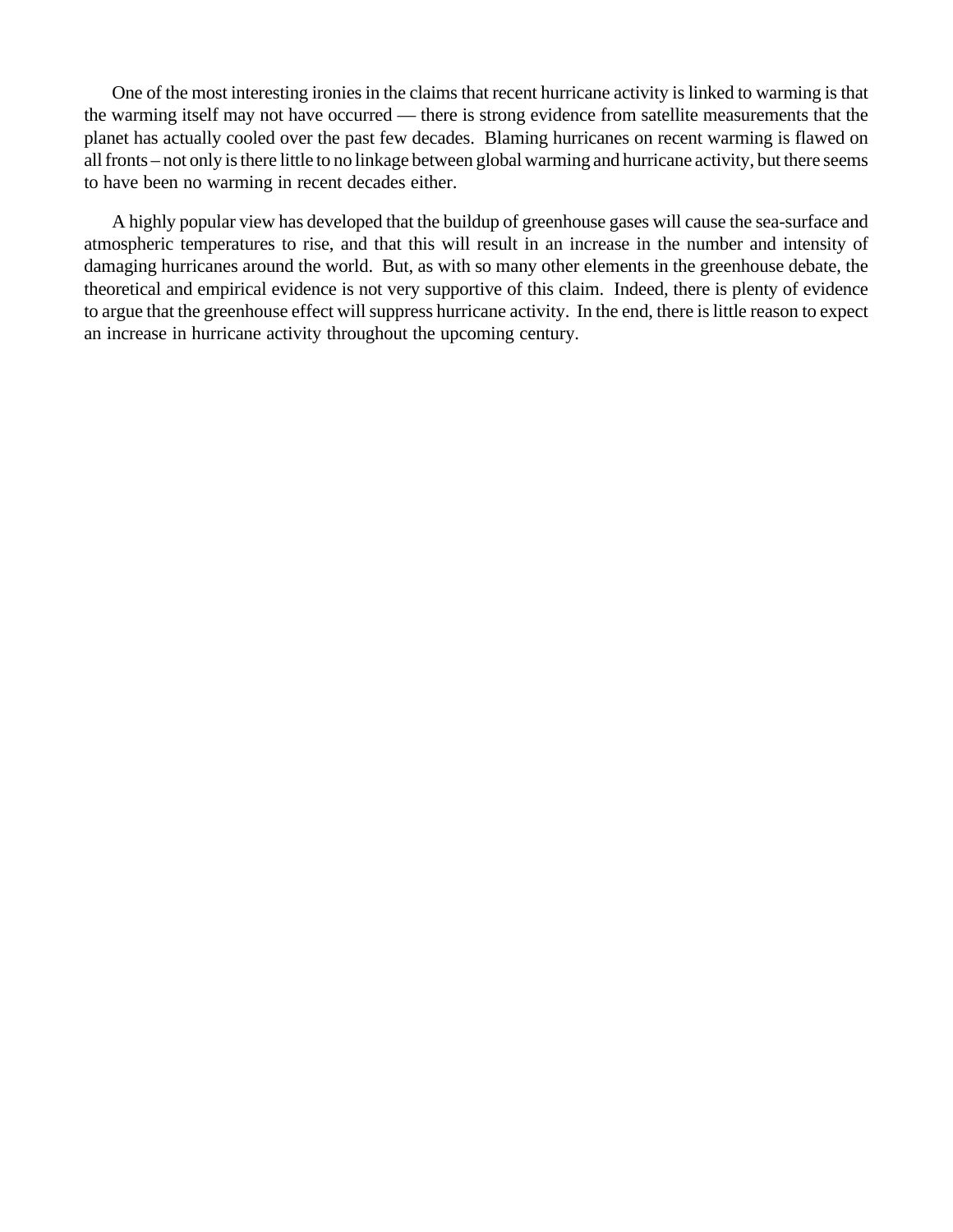One of the most interesting ironies in the claims that recent hurricane activity is linked to warming is that the warming itself may not have occurred — there is strong evidence from satellite measurements that the planet has actually cooled over the past few decades. Blaming hurricanes on recent warming is flawed on all fronts – not only is there little to no linkage between global warming and hurricane activity, but there seems to have been no warming in recent decades either.

A highly popular view has developed that the buildup of greenhouse gases will cause the sea-surface and atmospheric temperatures to rise, and that this will result in an increase in the number and intensity of damaging hurricanes around the world. But, as with so many other elements in the greenhouse debate, the theoretical and empirical evidence is not very supportive of this claim. Indeed, there is plenty of evidence to argue that the greenhouse effect will suppress hurricane activity. In the end, there is little reason to expect an increase in hurricane activity throughout the upcoming century.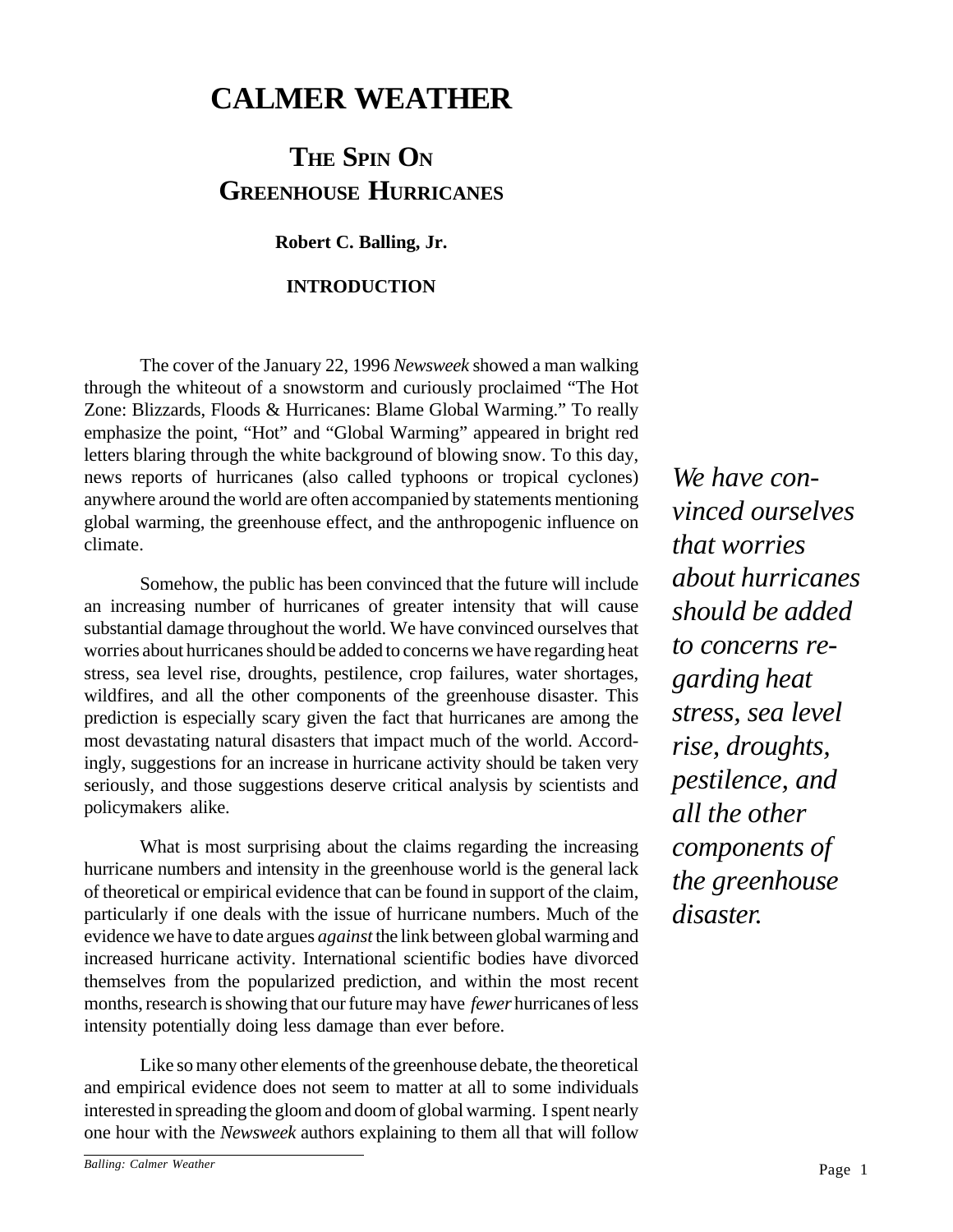# CALMER WEATHER

## The Spin On Greenhouse Hurricanes

**Robert C. Balling, Jr.**

**INTRODUCTION**

The cover of the January 22, 1996 *Newsweek* showed a man walking through the whiteout of a snowstorm and curiously proclaimed "The Hot Zone: Blizzards, Floods & Hurricanes: Blame Global Warming." To really emphasize the point, "Hot" and "Global Warming" appeared in bright red letters blaring through the white background of blowing snow. To this day, news reports of hurricanes (also called typhoons or tropical cyclones) anywhere around the world are often accompanied by statements mentioning global warming, the greenhouse effect, and the anthropogenic influence on climate.

Somehow, the public has been convinced that the future will include an increasing number of hurricanes of greater intensity that will cause substantial damage throughout the world. We have convinced ourselves that worries about hurricanes should be added to concerns we have regarding heat stress, sea level rise, droughts, pestilence, crop failures, water shortages, wildfires, and all the other components of the greenhouse disaster. This prediction is especially scary given the fact that hurricanes are among the most devastating natural disasters that impact much of the world. Accordingly, suggestions for an increase in hurricane activity should be taken very seriously, and those suggestions deserve critical analysis by scientists and policymakers alike.

*We have convinced ourselves that worries about hurricanes should be added to concerns regarding heat stress, sea level rise, droughts, pestilence, and all the other components of the greenhouse disaster.*

What is most surprising about the claims regarding the increasing hurricane numbers and intensity in the greenhouse world is the general lack of theoretical or empirical evidence that can be found in support of the claim, particularly if one deals with the issue of hurricane numbers. Much of the evidence we have to date argues *against* the link between global warming and increased hurricane activity. International scientific bodies have divorced themselves from the popularized prediction, and within the most recent months, research is showing that our future may have *fewer* hurricanes of less intensity potentially doing less damage than ever before.

Like so many other elements of the greenhouse debate, the theoretical and empirical evidence does not seem to matter at all to some individuals interested in spreading the gloom and doom of global warming. I spent nearly one hour with the *Newsweek* authors explaining to them all that will follow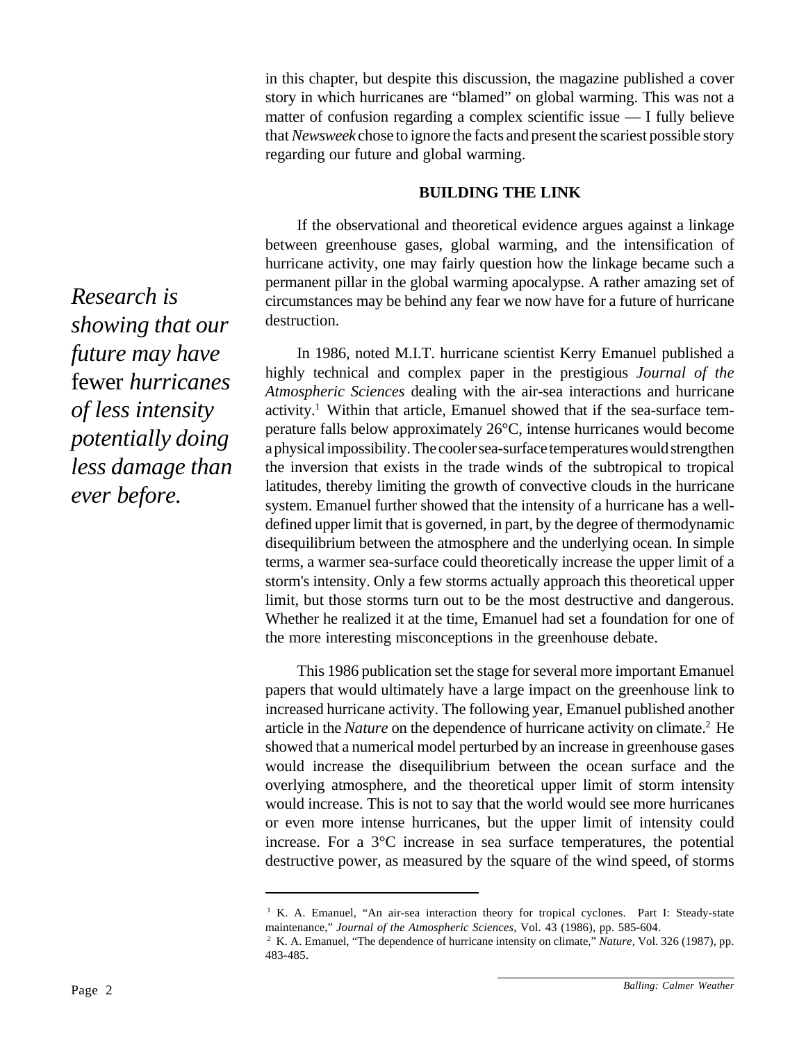in this chapter, but despite this discussion, the magazine published a cover story in which hurricanes are "blamed" on global warming. This was not a matter of confusion regarding a complex scientific issue — I fully believe that *Newsweek* chose to ignore the facts and present the scariest possible story regarding our future and global warming.

## BUILDING THE LINK

If the observational and theoretical evidence argues against a linkage between greenhouse gases, global warming, and the intensification of hurricane activity, one may fairly question how the linkage became such a permanent pillar in the global warming apocalypse. A rather amazing set of circumstances may be behind any fear we now have for a future of hurricane destruction.

*Research is showing that our future may have* fewer *hurricanes of less intensity potentially doing less damage than ever before.*

In 1986, noted M.I.T. hurricane scientist Kerry Emanuel published a highly technical and complex paper in the prestigious *Journal of the Atmospheric Sciences* dealing with the air-sea interactions and hurricane activity.[1] Within that article, Emanuel showed that if the sea-surface temperature falls below approximately 26°C, intense hurricanes would become a physical impossibility. The cooler sea-surface temperatures would strengthen the inversion that exists in the trade winds of the subtropical to tropical latitudes, thereby limiting the growth of convective clouds in the hurricane system. Emanuel further showed that the intensity of a hurricane has a well-defined upper limit that is governed, in part, by the degree of thermodynamic disequilibrium between the atmosphere and the underlying ocean. In simple terms, a warmer sea-surface could theoretically increase the upper limit of a storm's intensity. Only a few storms actually approach this theoretical upper limit, but those storms turn out to be the most destructive and dangerous. Whether he realized it at the time, Emanuel had set a foundation for one of the more interesting misconceptions in the greenhouse debate.

This 1986 publication set the stage for several more important Emanuel papers that would ultimately have a large impact on the greenhouse link to increased hurricane activity. The following year, Emanuel published another article in the *Nature* on the dependence of hurricane activity on climate.[2] He showed that a numerical model perturbed by an increase in greenhouse gases would increase the disequilibrium between the ocean surface and the overlying atmosphere, and the theoretical upper limit of storm intensity would increase. This is not to say that the world would see more hurricanes or even more intense hurricanes, but the upper limit of intensity could increase. For a 3°C increase in sea surface temperatures, the potential destructive power, as measured by the square of the wind speed, of storms

---

[1] K. A. Emanuel, "An air-sea interaction theory for tropical cyclones. Part I: Steady-state maintenance," *Journal of the Atmospheric Sciences,* Vol. 43 (1986), pp. 585-604.

[2] K. A. Emanuel, "The dependence of hurricane intensity on climate," *Nature,* Vol. 326 (1987), pp. 483-485.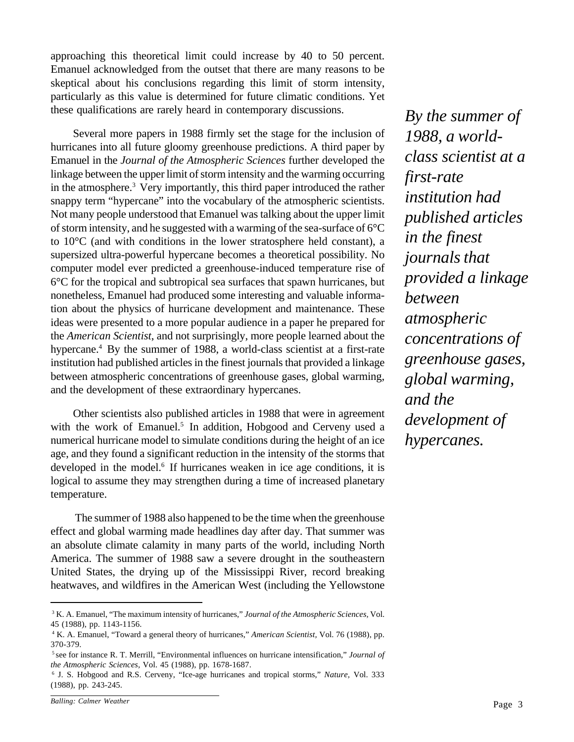approaching this theoretical limit could increase by 40 to 50 percent. Emanuel acknowledged from the outset that there are many reasons to be skeptical about his conclusions regarding this limit of storm intensity, particularly as this value is determined for future climatic conditions. Yet these qualifications are rarely heard in contemporary discussions.

Several more papers in 1988 firmly set the stage for the inclusion of hurricanes into all future gloomy greenhouse predictions. A third paper by Emanuel in the *Journal of the Atmospheric Sciences* further developed the linkage between the upper limit of storm intensity and the warming occurring in the atmosphere.[3] Very importantly, this third paper introduced the rather snappy term "hypercane" into the vocabulary of the atmospheric scientists. Not many people understood that Emanuel was talking about the upper limit of storm intensity, and he suggested with a warming of the sea-surface of 6°C to 10°C (and with conditions in the lower stratosphere held constant), a supersized ultra-powerful hypercane becomes a theoretical possibility. No computer model ever predicted a greenhouse-induced temperature rise of 6°C for the tropical and subtropical sea surfaces that spawn hurricanes, but nonetheless, Emanuel had produced some interesting and valuable information about the physics of hurricane development and maintenance. These ideas were presented to a more popular audience in a paper he prepared for the *American Scientist*, and not surprisingly, more people learned about the hypercane.[4] By the summer of 1988, a world-class scientist at a first-rate institution had published articles in the finest journals that provided a linkage between atmospheric concentrations of greenhouse gases, global warming, and the development of these extraordinary hypercanes.

*By the summer of 1988, a world-class scientist at a first-rate institution had published articles in the finest journals that provided a linkage between atmospheric concentrations of greenhouse gases, global warming, and the development of hypercanes.*

Other scientists also published articles in 1988 that were in agreement with the work of Emanuel.[5] In addition, Hobgood and Cerveny used a numerical hurricane model to simulate conditions during the height of an ice age, and they found a significant reduction in the intensity of the storms that developed in the model.[6] If hurricanes weaken in ice age conditions, it is logical to assume they may strengthen during a time of increased planetary temperature.

The summer of 1988 also happened to be the time when the greenhouse effect and global warming made headlines day after day. That summer was an absolute climate calamity in many parts of the world, including North America. The summer of 1988 saw a severe drought in the southeastern United States, the drying up of the Mississippi River, record breaking heatwaves, and wildfires in the American West (including the Yellowstone

---

[3] K. A. Emanuel, "The maximum intensity of hurricanes," *Journal of the Atmospheric Sciences,* Vol. 45 (1988), pp. 1143-1156.

[4] K. A. Emanuel, "Toward a general theory of hurricanes," *American Scientist,* Vol. 76 (1988), pp. 370-379.

[5] see for instance R. T. Merrill, "Environmental influences on hurricane intensification," *Journal of the Atmospheric Sciences,* Vol. 45 (1988), pp. 1678-1687.

[6] J. S. Hobgood and R.S. Cerveny, "Ice-age hurricanes and tropical storms," *Nature,* Vol. 333 (1988), pp. 243-245.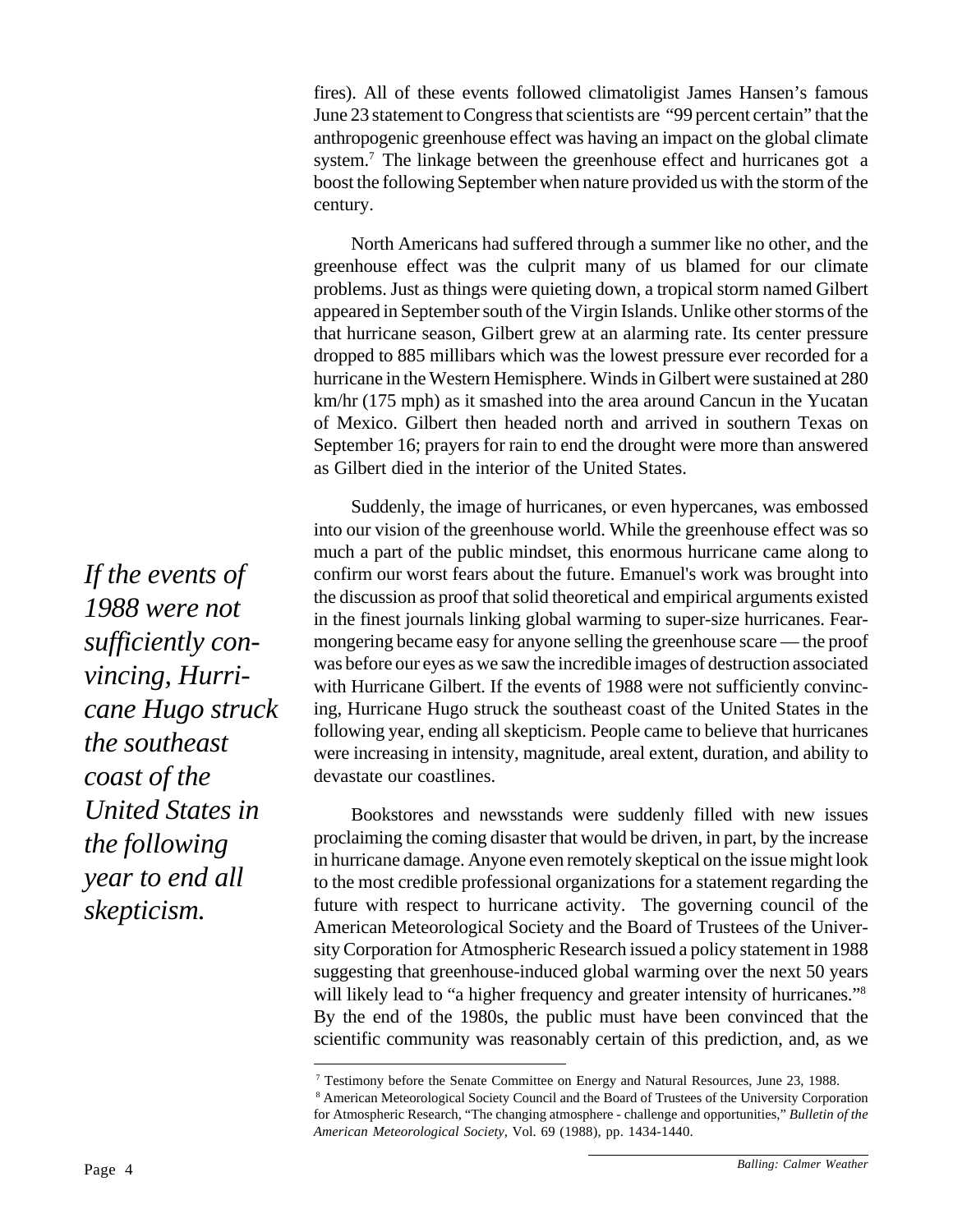fires). All of these events followed climatoligist James Hansen's famous June 23 statement to Congress that scientists are "99 percent certain" that the anthropogenic greenhouse effect was having an impact on the global climate system.[7] The linkage between the greenhouse effect and hurricanes got a boost the following September when nature provided us with the storm of the century.

North Americans had suffered through a summer like no other, and the greenhouse effect was the culprit many of us blamed for our climate problems. Just as things were quieting down, a tropical storm named Gilbert appeared in September south of the Virgin Islands. Unlike other storms of the that hurricane season, Gilbert grew at an alarming rate. Its center pressure dropped to 885 millibars which was the lowest pressure ever recorded for a hurricane in the Western Hemisphere. Winds in Gilbert were sustained at 280 km/hr (175 mph) as it smashed into the area around Cancun in the Yucatan of Mexico. Gilbert then headed north and arrived in southern Texas on September 16; prayers for rain to end the drought were more than answered as Gilbert died in the interior of the United States.

*If the events of 1988 were not sufficiently convincing, Hurricane Hugo struck the southeast coast of the United States in the following year to end all skepticism.*

Suddenly, the image of hurricanes, or even hypercanes, was embossed into our vision of the greenhouse world. While the greenhouse effect was so much a part of the public mindset, this enormous hurricane came along to confirm our worst fears about the future. Emanuel's work was brought into the discussion as proof that solid theoretical and empirical arguments existed in the finest journals linking global warming to super-size hurricanes. Fear-mongering became easy for anyone selling the greenhouse scare — the proof was before our eyes as we saw the incredible images of destruction associated with Hurricane Gilbert. If the events of 1988 were not sufficiently convincing, Hurricane Hugo struck the southeast coast of the United States in the following year, ending all skepticism. People came to believe that hurricanes were increasing in intensity, magnitude, areal extent, duration, and ability to devastate our coastlines.

Bookstores and newsstands were suddenly filled with new issues proclaiming the coming disaster that would be driven, in part, by the increase in hurricane damage. Anyone even remotely skeptical on the issue might look to the most credible professional organizations for a statement regarding the future with respect to hurricane activity. The governing council of the American Meteorological Society and the Board of Trustees of the University Corporation for Atmospheric Research issued a policy statement in 1988 suggesting that greenhouse-induced global warming over the next 50 years will likely lead to "a higher frequency and greater intensity of hurricanes."[8] By the end of the 1980s, the public must have been convinced that the scientific community was reasonably certain of this prediction, and, as we

---

[7] Testimony before the Senate Committee on Energy and Natural Resources, June 23, 1988.

[8] American Meteorological Society Council and the Board of Trustees of the University Corporation for Atmospheric Research, "The changing atmosphere - challenge and opportunities," *Bulletin of the American Meteorological Society*, Vol. 69 (1988), pp. 1434-1440.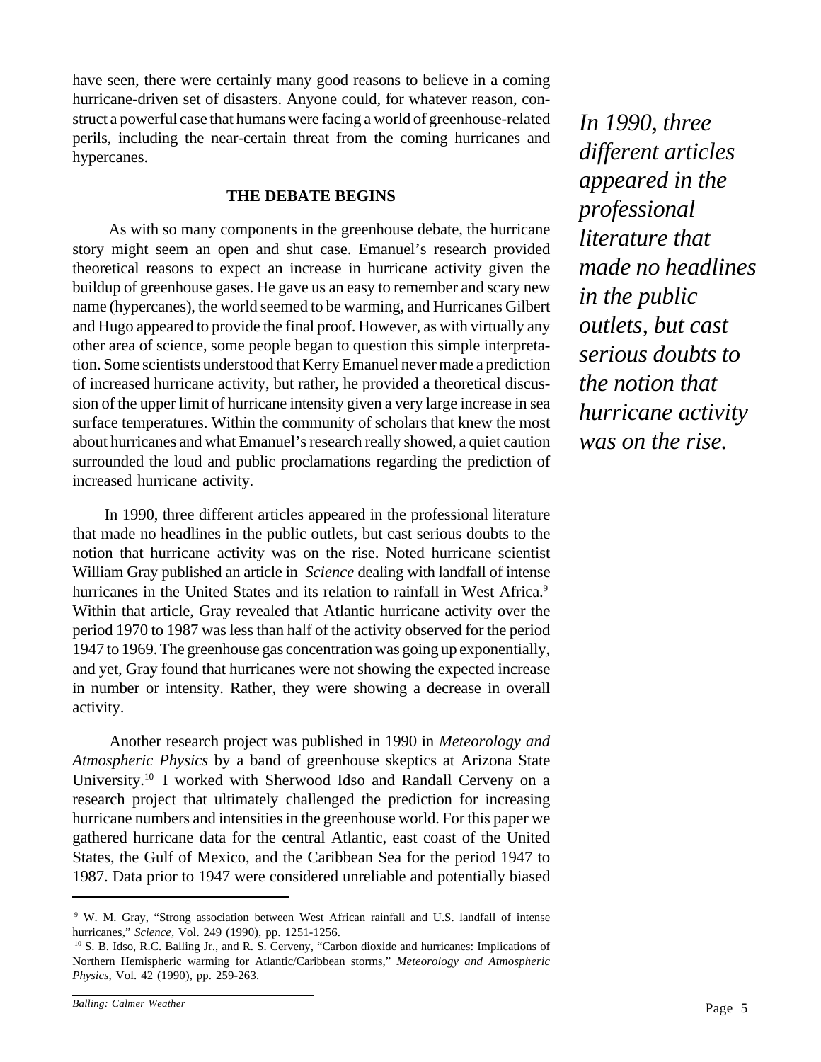have seen, there were certainly many good reasons to believe in a coming hurricane-driven set of disasters. Anyone could, for whatever reason, construct a powerful case that humans were facing a world of greenhouse-related perils, including the near-certain threat from the coming hurricanes and hypercanes.

*In 1990, three different articles appeared in the professional literature that made no headlines in the public outlets, but cast serious doubts to the notion that hurricane activity was on the rise.*

### THE DEBATE BEGINS

As with so many components in the greenhouse debate, the hurricane story might seem an open and shut case. Emanuel's research provided theoretical reasons to expect an increase in hurricane activity given the buildup of greenhouse gases. He gave us an easy to remember and scary new name (hypercanes), the world seemed to be warming, and Hurricanes Gilbert and Hugo appeared to provide the final proof. However, as with virtually any other area of science, some people began to question this simple interpretation. Some scientists understood that Kerry Emanuel never made a prediction of increased hurricane activity, but rather, he provided a theoretical discussion of the upper limit of hurricane intensity given a very large increase in sea surface temperatures. Within the community of scholars that knew the most about hurricanes and what Emanuel's research really showed, a quiet caution surrounded the loud and public proclamations regarding the prediction of increased hurricane activity.

In 1990, three different articles appeared in the professional literature that made no headlines in the public outlets, but cast serious doubts to the notion that hurricane activity was on the rise. Noted hurricane scientist William Gray published an article in *Science* dealing with landfall of intense hurricanes in the United States and its relation to rainfall in West Africa.[9] Within that article, Gray revealed that Atlantic hurricane activity over the period 1970 to 1987 was less than half of the activity observed for the period 1947 to 1969. The greenhouse gas concentration was going up exponentially, and yet, Gray found that hurricanes were not showing the expected increase in number or intensity. Rather, they were showing a decrease in overall activity.

Another research project was published in 1990 in *Meteorology and Atmospheric Physics* by a band of greenhouse skeptics at Arizona State University.[10] I worked with Sherwood Idso and Randall Cerveny on a research project that ultimately challenged the prediction for increasing hurricane numbers and intensities in the greenhouse world. For this paper we gathered hurricane data for the central Atlantic, east coast of the United States, the Gulf of Mexico, and the Caribbean Sea for the period 1947 to 1987. Data prior to 1947 were considered unreliable and potentially biased

---

[9] W. M. Gray, "Strong association between West African rainfall and U.S. landfall of intense hurricanes," *Science*, Vol. 249 (1990), pp. 1251-1256.

[10] S. B. Idso, R.C. Balling Jr., and R. S. Cerveny, "Carbon dioxide and hurricanes: Implications of Northern Hemispheric warming for Atlantic/Caribbean storms," *Meteorology and Atmospheric Physics*, Vol. 42 (1990), pp. 259-263.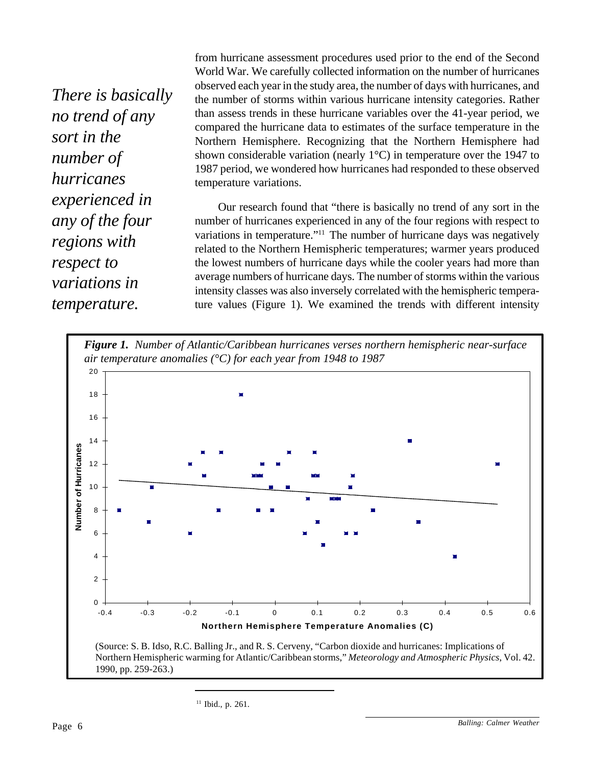*There is basically no trend of any sort in the number of hurricanes experienced in any of the four regions with respect to variations in temperature.*

from hurricane assessment procedures used prior to the end of the Second World War. We carefully collected information on the number of hurricanes observed each year in the study area, the number of days with hurricanes, and the number of storms within various hurricane intensity categories. Rather than assess trends in these hurricane variables over the 41-year period, we compared the hurricane data to estimates of the surface temperature in the Northern Hemisphere. Recognizing that the Northern Hemisphere had shown considerable variation (nearly 1°C) in temperature over the 1947 to 1987 period, we wondered how hurricanes had responded to these observed temperature variations.

Our research found that "there is basically no trend of any sort in the number of hurricanes experienced in any of the four regions with respect to variations in temperature."[11] The number of hurricane days was negatively related to the Northern Hemispheric temperatures; warmer years produced the lowest numbers of hurricane days while the cooler years had more than average numbers of hurricane days. The number of storms within the various intensity classes was also inversely correlated with the hemispheric temperature values (Figure 1). We examined the trends with different intensity

***Figure 1.*** *Number of Atlantic/Caribbean hurricanes verses northern hemispheric near-surface air temperature anomalies (°C) for each year from 1948 to 1987*

Number of Hurricanes

0
2
4
6
8
10
12
14
16
18
20

-0.4
-0.3
-0.2
-0.1
0
0.1
0.2
0.3
0.4
0.5
0.6

Northern Hemisphere Temperature Anomalies (C)

(Source: S. B. Idso, R.C. Balling Jr., and R. S. Cerveny, "Carbon dioxide and hurricanes: Implications of Northern Hemispheric warming for Atlantic/Caribbean storms," *Meteorology and Atmospheric Physics*, Vol. 42. 1990, pp. 259-263.)

[11] Ibid., p. 261.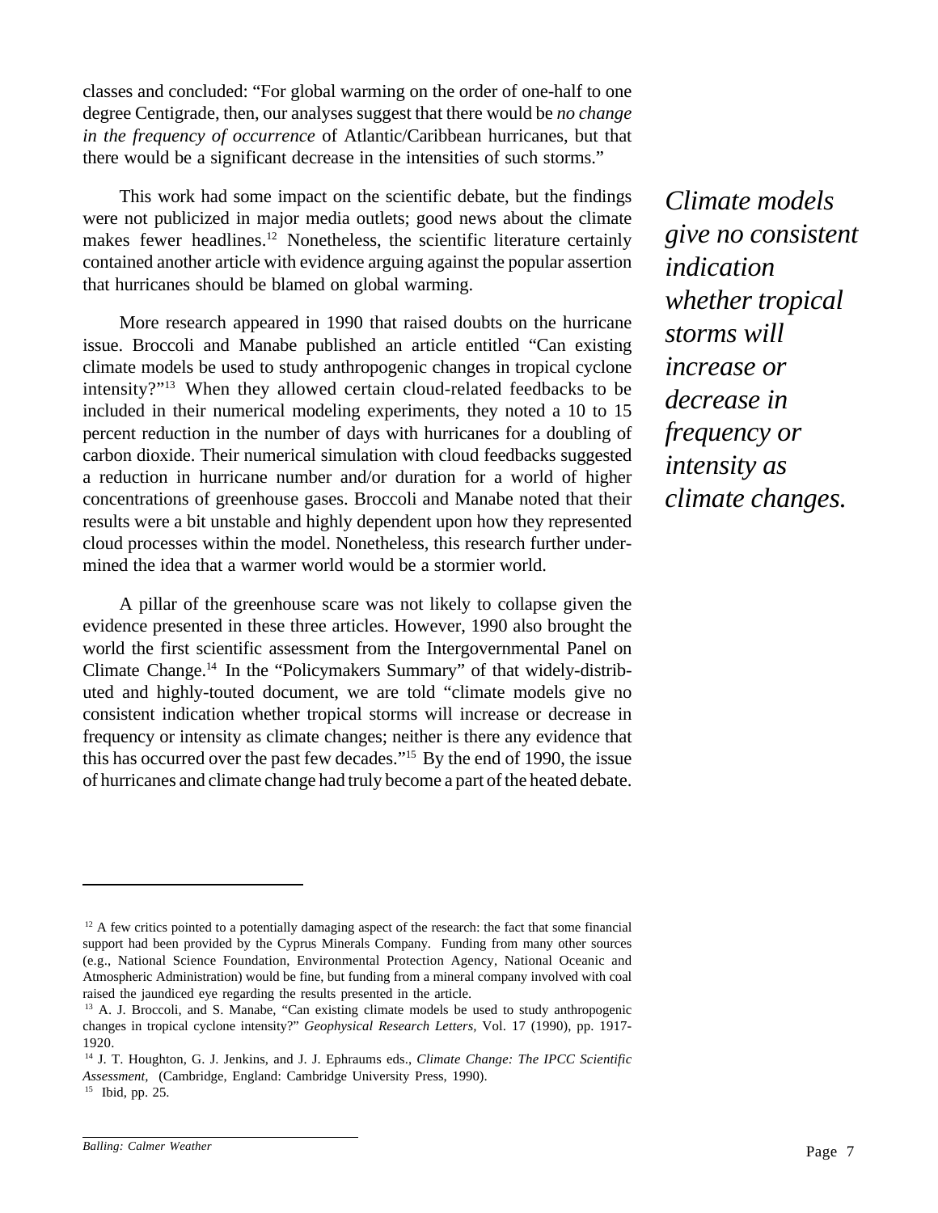classes and concluded: "For global warming on the order of one-half to one degree Centigrade, then, our analyses suggest that there would be *no change in the frequency of occurrence* of Atlantic/Caribbean hurricanes, but that there would be a significant decrease in the intensities of such storms."

This work had some impact on the scientific debate, but the findings were not publicized in major media outlets; good news about the climate makes fewer headlines.[12] Nonetheless, the scientific literature certainly contained another article with evidence arguing against the popular assertion that hurricanes should be blamed on global warming.

*Climate models give no consistent indication whether tropical storms will increase or decrease in frequency or intensity as climate changes.*

More research appeared in 1990 that raised doubts on the hurricane issue. Broccoli and Manabe published an article entitled "Can existing climate models be used to study anthropogenic changes in tropical cyclone intensity?"[13] When they allowed certain cloud-related feedbacks to be included in their numerical modeling experiments, they noted a 10 to 15 percent reduction in the number of days with hurricanes for a doubling of carbon dioxide. Their numerical simulation with cloud feedbacks suggested a reduction in hurricane number and/or duration for a world of higher concentrations of greenhouse gases. Broccoli and Manabe noted that their results were a bit unstable and highly dependent upon how they represented cloud processes within the model. Nonetheless, this research further undermined the idea that a warmer world would be a stormier world.

A pillar of the greenhouse scare was not likely to collapse given the evidence presented in these three articles. However, 1990 also brought the world the first scientific assessment from the Intergovernmental Panel on Climate Change.[14] In the "Policymakers Summary" of that widely-distributed and highly-touted document, we are told "climate models give no consistent indication whether tropical storms will increase or decrease in frequency or intensity as climate changes; neither is there any evidence that this has occurred over the past few decades."[15] By the end of 1990, the issue of hurricanes and climate change had truly become a part of the heated debate.

---

[12] A few critics pointed to a potentially damaging aspect of the research: the fact that some financial support had been provided by the Cyprus Minerals Company. Funding from many other sources (e.g., National Science Foundation, Environmental Protection Agency, National Oceanic and Atmospheric Administration) would be fine, but funding from a mineral company involved with coal raised the jaundiced eye regarding the results presented in the article.

[13] A. J. Broccoli, and S. Manabe, "Can existing climate models be used to study anthropogenic changes in tropical cyclone intensity?" *Geophysical Research Letters*, Vol. 17 (1990), pp. 1917-1920.

[14] J. T. Houghton, G. J. Jenkins, and J. J. Ephraums eds., *Climate Change: The IPCC Scientific Assessment*, (Cambridge, England: Cambridge University Press, 1990).

[15] Ibid, pp. 25.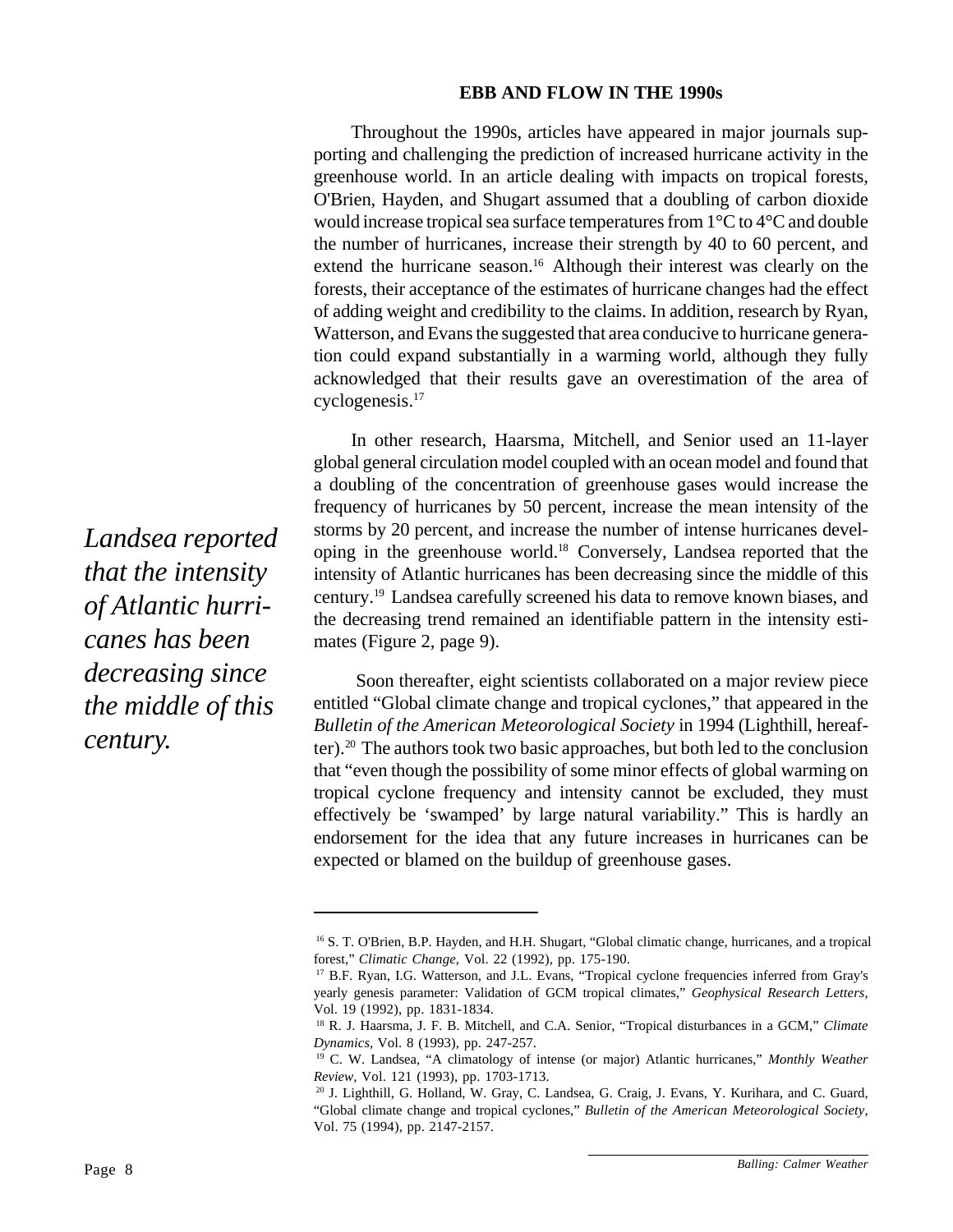## EBB AND FLOW IN THE 1990s

Throughout the 1990s, articles have appeared in major journals supporting and challenging the prediction of increased hurricane activity in the greenhouse world. In an article dealing with impacts on tropical forests, O'Brien, Hayden, and Shugart assumed that a doubling of carbon dioxide would increase tropical sea surface temperatures from 1°C to 4°C and double the number of hurricanes, increase their strength by 40 to 60 percent, and extend the hurricane season.[16] Although their interest was clearly on the forests, their acceptance of the estimates of hurricane changes had the effect of adding weight and credibility to the claims. In addition, research by Ryan, Watterson, and Evans the suggested that area conducive to hurricane generation could expand substantially in a warming world, although they fully acknowledged that their results gave an overestimation of the area of cyclogenesis.[17]

In other research, Haarsma, Mitchell, and Senior used an 11-layer global general circulation model coupled with an ocean model and found that a doubling of the concentration of greenhouse gases would increase the frequency of hurricanes by 50 percent, increase the mean intensity of the storms by 20 percent, and increase the number of intense hurricanes developing in the greenhouse world.[18] Conversely, Landsea reported that the intensity of Atlantic hurricanes has been decreasing since the middle of this century.[19] Landsea carefully screened his data to remove known biases, and the decreasing trend remained an identifiable pattern in the intensity estimates (Figure 2, page 9).

*Landsea reported that the intensity of Atlantic hurricanes has been decreasing since the middle of this century.*

Soon thereafter, eight scientists collaborated on a major review piece entitled "Global climate change and tropical cyclones," that appeared in the *Bulletin of the American Meteorological Society* in 1994 (Lighthill, hereafter).[20] The authors took two basic approaches, but both led to the conclusion that "even though the possibility of some minor effects of global warming on tropical cyclone frequency and intensity cannot be excluded, they must effectively be 'swamped' by large natural variability." This is hardly an endorsement for the idea that any future increases in hurricanes can be expected or blamed on the buildup of greenhouse gases.

---

[16] S. T. O'Brien, B.P. Hayden, and H.H. Shugart, "Global climatic change, hurricanes, and a tropical forest," *Climatic Change,* Vol. 22 (1992), pp. 175-190.

[17] B.F. Ryan, I.G. Watterson, and J.L. Evans, "Tropical cyclone frequencies inferred from Gray's yearly genesis parameter: Validation of GCM tropical climates," *Geophysical Research Letters,* Vol. 19 (1992), pp. 1831-1834.

[18] R. J. Haarsma, J. F. B. Mitchell, and C.A. Senior, "Tropical disturbances in a GCM," *Climate Dynamics,* Vol. 8 (1993), pp. 247-257.

[19] C. W. Landsea, "A climatology of intense (or major) Atlantic hurricanes," *Monthly Weather Review,* Vol. 121 (1993), pp. 1703-1713.

[20] J. Lighthill, G. Holland, W. Gray, C. Landsea, G. Craig, J. Evans, Y. Kurihara, and C. Guard, "Global climate change and tropical cyclones," *Bulletin of the American Meteorological Society,* Vol. 75 (1994), pp. 2147-2157.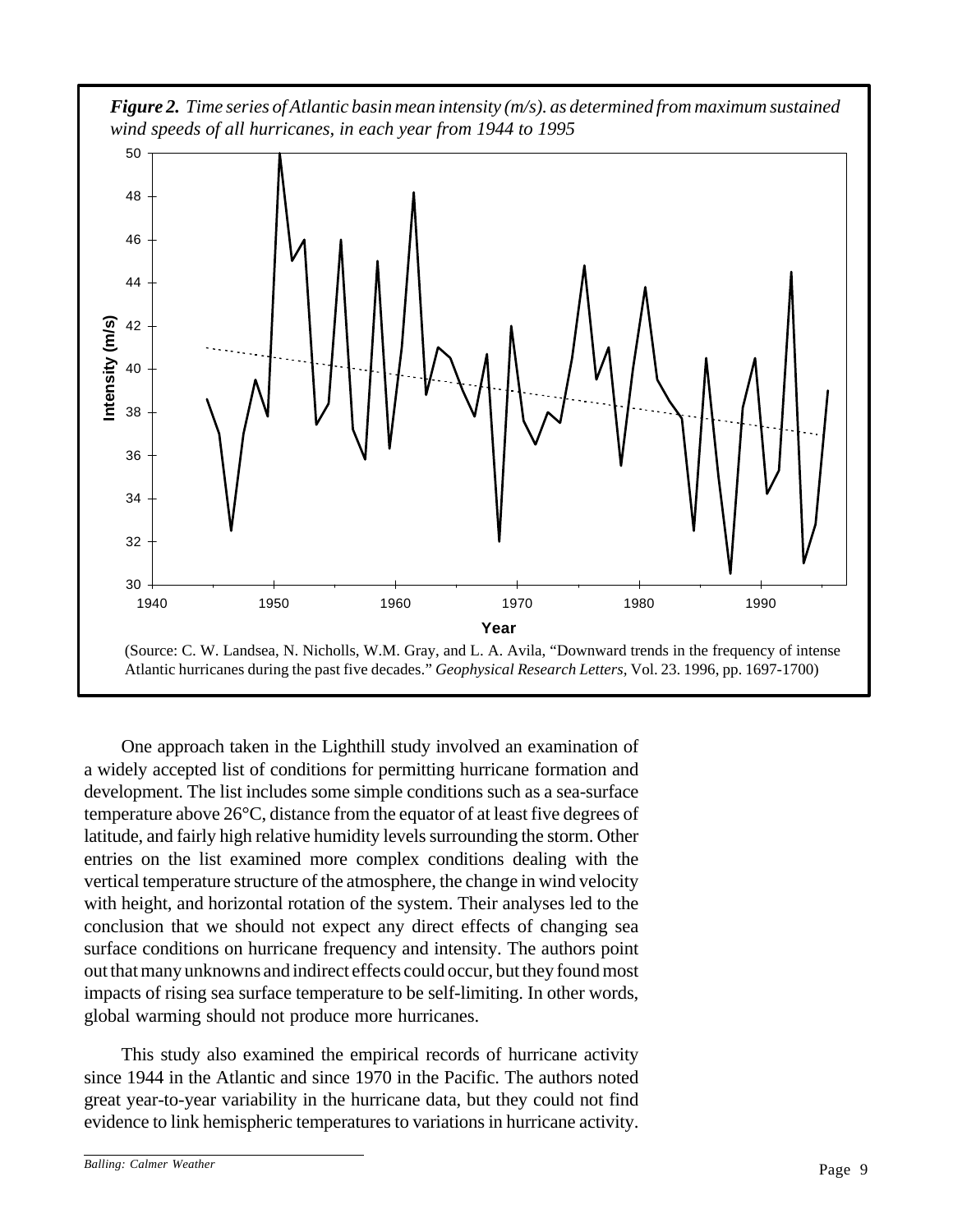***Figure 2.*** *Time series of Atlantic basin mean intensity (m/s). as determined from maximum sustained wind speeds of all hurricanes, in each year from 1944 to 1995*

Intensity (m/s)

50
48
46
44
42
40
38
36
34
32
30

1940 1950 1960 1970 1980 1990

Year

(Source: C. W. Landsea, N. Nicholls, W.M. Gray, and L. A. Avila, "Downward trends in the frequency of intense Atlantic hurricanes during the past five decades." *Geophysical Research Letters,* Vol. 23. 1996, pp. 1697-1700)

One approach taken in the Lighthill study involved an examination of a widely accepted list of conditions for permitting hurricane formation and development. The list includes some simple conditions such as a sea-surface temperature above 26°C, distance from the equator of at least five degrees of latitude, and fairly high relative humidity levels surrounding the storm. Other entries on the list examined more complex conditions dealing with the vertical temperature structure of the atmosphere, the change in wind velocity with height, and horizontal rotation of the system. Their analyses led to the conclusion that we should not expect any direct effects of changing sea surface conditions on hurricane frequency and intensity. The authors point out that many unknowns and indirect effects could occur, but they found most impacts of rising sea surface temperature to be self-limiting. In other words, global warming should not produce more hurricanes.

This study also examined the empirical records of hurricane activity since 1944 in the Atlantic and since 1970 in the Pacific. The authors noted great year-to-year variability in the hurricane data, but they could not find evidence to link hemispheric temperatures to variations in hurricane activity.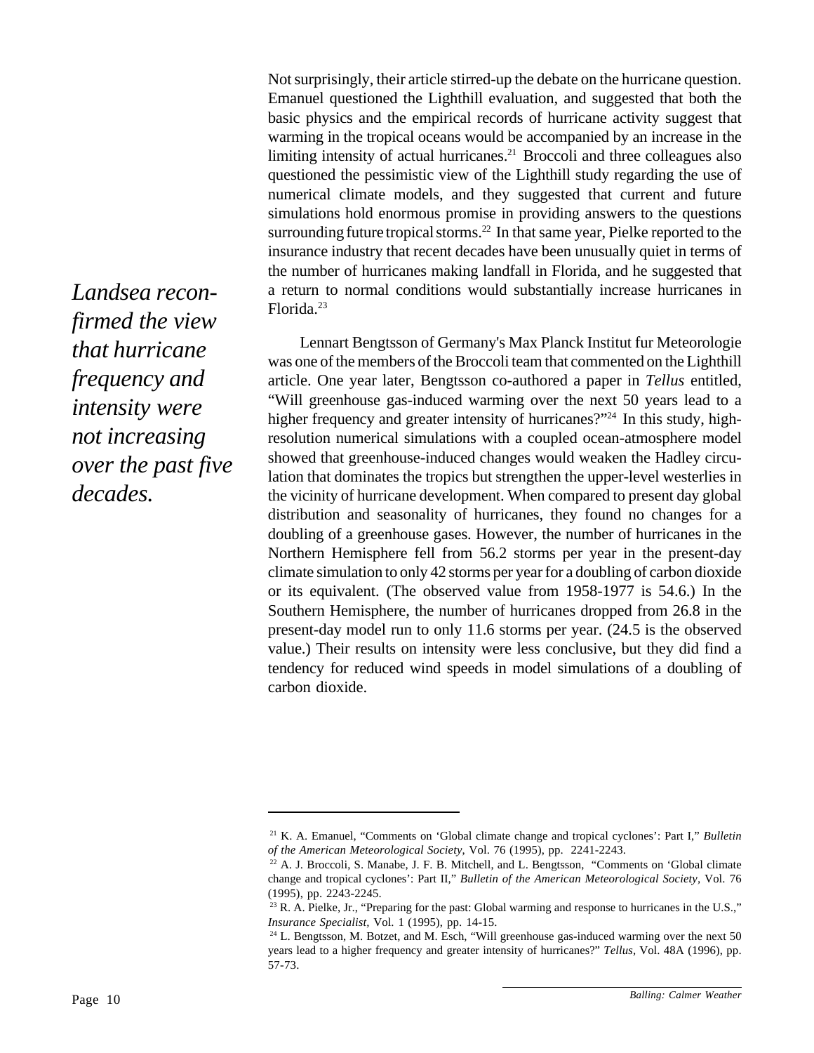Not surprisingly, their article stirred-up the debate on the hurricane question. Emanuel questioned the Lighthill evaluation, and suggested that both the basic physics and the empirical records of hurricane activity suggest that warming in the tropical oceans would be accompanied by an increase in the limiting intensity of actual hurricanes.[21] Broccoli and three colleagues also questioned the pessimistic view of the Lighthill study regarding the use of numerical climate models, and they suggested that current and future simulations hold enormous promise in providing answers to the questions surrounding future tropical storms.[22] In that same year, Pielke reported to the insurance industry that recent decades have been unusually quiet in terms of the number of hurricanes making landfall in Florida, and he suggested that a return to normal conditions would substantially increase hurricanes in Florida.[23]

*Landsea reconfirmed the view that hurricane frequency and intensity were not increasing over the past five decades.*

Lennart Bengtsson of Germany's Max Planck Institut fur Meteorologie was one of the members of the Broccoli team that commented on the Lighthill article. One year later, Bengtsson co-authored a paper in *Tellus* entitled, "Will greenhouse gas-induced warming over the next 50 years lead to a higher frequency and greater intensity of hurricanes?"[24] In this study, high-resolution numerical simulations with a coupled ocean-atmosphere model showed that greenhouse-induced changes would weaken the Hadley circulation that dominates the tropics but strengthen the upper-level westerlies in the vicinity of hurricane development. When compared to present day global distribution and seasonality of hurricanes, they found no changes for a doubling of a greenhouse gases. However, the number of hurricanes in the Northern Hemisphere fell from 56.2 storms per year in the present-day climate simulation to only 42 storms per year for a doubling of carbon dioxide or its equivalent. (The observed value from 1958-1977 is 54.6.) In the Southern Hemisphere, the number of hurricanes dropped from 26.8 in the present-day model run to only 11.6 storms per year. (24.5 is the observed value.) Their results on intensity were less conclusive, but they did find a tendency for reduced wind speeds in model simulations of a doubling of carbon dioxide.

---

[21] K. A. Emanuel, "Comments on 'Global climate change and tropical cyclones': Part I," *Bulletin of the American Meteorological Society*, Vol. 76 (1995), pp. 2241-2243.

[22] A. J. Broccoli, S. Manabe, J. F. B. Mitchell, and L. Bengtsson, "Comments on 'Global climate change and tropical cyclones': Part II," *Bulletin of the American Meteorological Society*, Vol. 76 (1995), pp. 2243-2245.

[23] R. A. Pielke, Jr., "Preparing for the past: Global warming and response to hurricanes in the U.S.," *Insurance Specialist*, Vol. 1 (1995), pp. 14-15.

[24] L. Bengtsson, M. Botzet, and M. Esch, "Will greenhouse gas-induced warming over the next 50 years lead to a higher frequency and greater intensity of hurricanes?" *Tellus*, Vol. 48A (1996), pp. 57-73.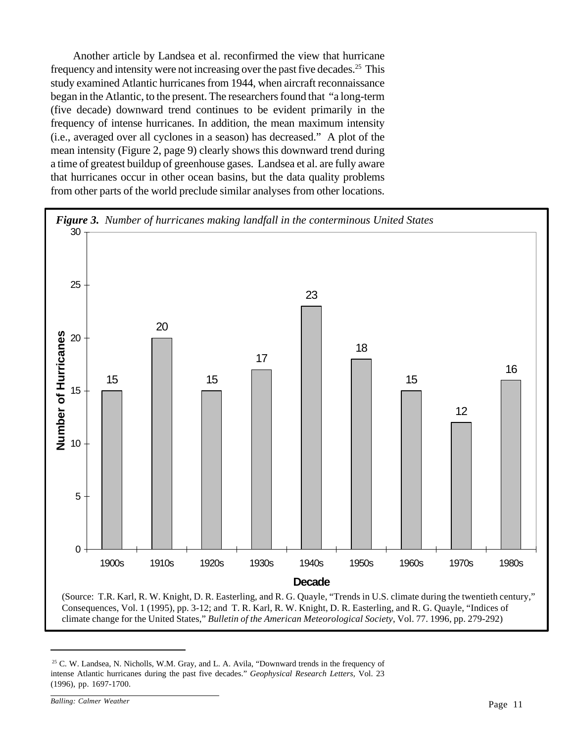Another article by Landsea et al. reconfirmed the view that hurricane frequency and intensity were not increasing over the past five decades.[25] This study examined Atlantic hurricanes from 1944, when aircraft reconnaissance began in the Atlantic, to the present. The researchers found that "a long-term (five decade) downward trend continues to be evident primarily in the frequency of intense hurricanes. In addition, the mean maximum intensity (i.e., averaged over all cyclones in a season) has decreased." A plot of the mean intensity (Figure 2, page 9) clearly shows this downward trend during a time of greatest buildup of greenhouse gases. Landsea et al. are fully aware that hurricanes occur in other ocean basins, but the data quality problems from other parts of the world preclude similar analyses from other locations.

***Figure 3.*** *Number of hurricanes making landfall in the conterminous United States*

Number of Hurricanes

0
5
10
15
20
25
30

15
20
15
17
23
18
15
12
16

1900s
1910s
1920s
1930s
1940s
1950s
1960s
1970s
1980s

Decade

(Source: T.R. Karl, R. W. Knight, D. R. Easterling, and R. G. Quayle, "Trends in U.S. climate during the twentieth century," Consequences, Vol. 1 (1995), pp. 3-12; and T. R. Karl, R. W. Knight, D. R. Easterling, and R. G. Quayle, "Indices of climate change for the United States," *Bulletin of the American Meteorological Society*, Vol. 77. 1996, pp. 279-292)

---

[25] C. W. Landsea, N. Nicholls, W.M. Gray, and L. A. Avila, "Downward trends in the frequency of intense Atlantic hurricanes during the past five decades." *Geophysical Research Letters,* Vol. 23 (1996), pp. 1697-1700.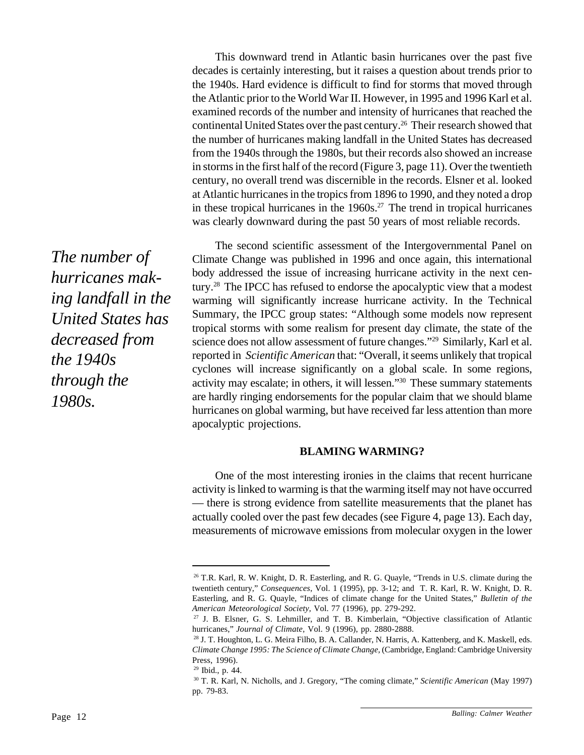This downward trend in Atlantic basin hurricanes over the past five decades is certainly interesting, but it raises a question about trends prior to the 1940s. Hard evidence is difficult to find for storms that moved through the Atlantic prior to the World War II. However, in 1995 and 1996 Karl et al. examined records of the number and intensity of hurricanes that reached the continental United States over the past century.[26] Their research showed that the number of hurricanes making landfall in the United States has decreased from the 1940s through the 1980s, but their records also showed an increase in storms in the first half of the record (Figure 3, page 11). Over the twentieth century, no overall trend was discernible in the records. Elsner et al. looked at Atlantic hurricanes in the tropics from 1896 to 1990, and they noted a drop in these tropical hurricanes in the 1960s.[27] The trend in tropical hurricanes was clearly downward during the past 50 years of most reliable records.

*The number of hurricanes making landfall in the United States has decreased from the 1940s through the 1980s.*

The second scientific assessment of the Intergovernmental Panel on Climate Change was published in 1996 and once again, this international body addressed the issue of increasing hurricane activity in the next century.[28] The IPCC has refused to endorse the apocalyptic view that a modest warming will significantly increase hurricane activity. In the Technical Summary, the IPCC group states: "Although some models now represent tropical storms with some realism for present day climate, the state of the science does not allow assessment of future changes."[29] Similarly, Karl et al. reported in *Scientific American* that: "Overall, it seems unlikely that tropical cyclones will increase significantly on a global scale. In some regions, activity may escalate; in others, it will lessen."[30] These summary statements are hardly ringing endorsements for the popular claim that we should blame hurricanes on global warming, but have received far less attention than more apocalyptic projections.

**BLAMING WARMING?**

One of the most interesting ironies in the claims that recent hurricane activity is linked to warming is that the warming itself may not have occurred — there is strong evidence from satellite measurements that the planet has actually cooled over the past few decades (see Figure 4, page 13). Each day, measurements of microwave emissions from molecular oxygen in the lower

---

[26] T.R. Karl, R. W. Knight, D. R. Easterling, and R. G. Quayle, "Trends in U.S. climate during the twentieth century," *Consequences*, Vol. 1 (1995), pp. 3-12; and T. R. Karl, R. W. Knight, D. R. Easterling, and R. G. Quayle, "Indices of climate change for the United States," *Bulletin of the American Meteorological Society*, Vol. 77 (1996), pp. 279-292.

[27] J. B. Elsner, G. S. Lehmiller, and T. B. Kimberlain, "Objective classification of Atlantic hurricanes," *Journal of Climate*, Vol. 9 (1996), pp. 2880-2888.

[28] J. T. Houghton, L. G. Meira Filho, B. A. Callander, N. Harris, A. Kattenberg, and K. Maskell, eds. *Climate Change 1995: The Science of Climate Change*, (Cambridge, England: Cambridge University Press, 1996).

[29] Ibid., p. 44.

[30] T. R. Karl, N. Nicholls, and J. Gregory, "The coming climate," *Scientific American* (May 1997) pp. 79-83.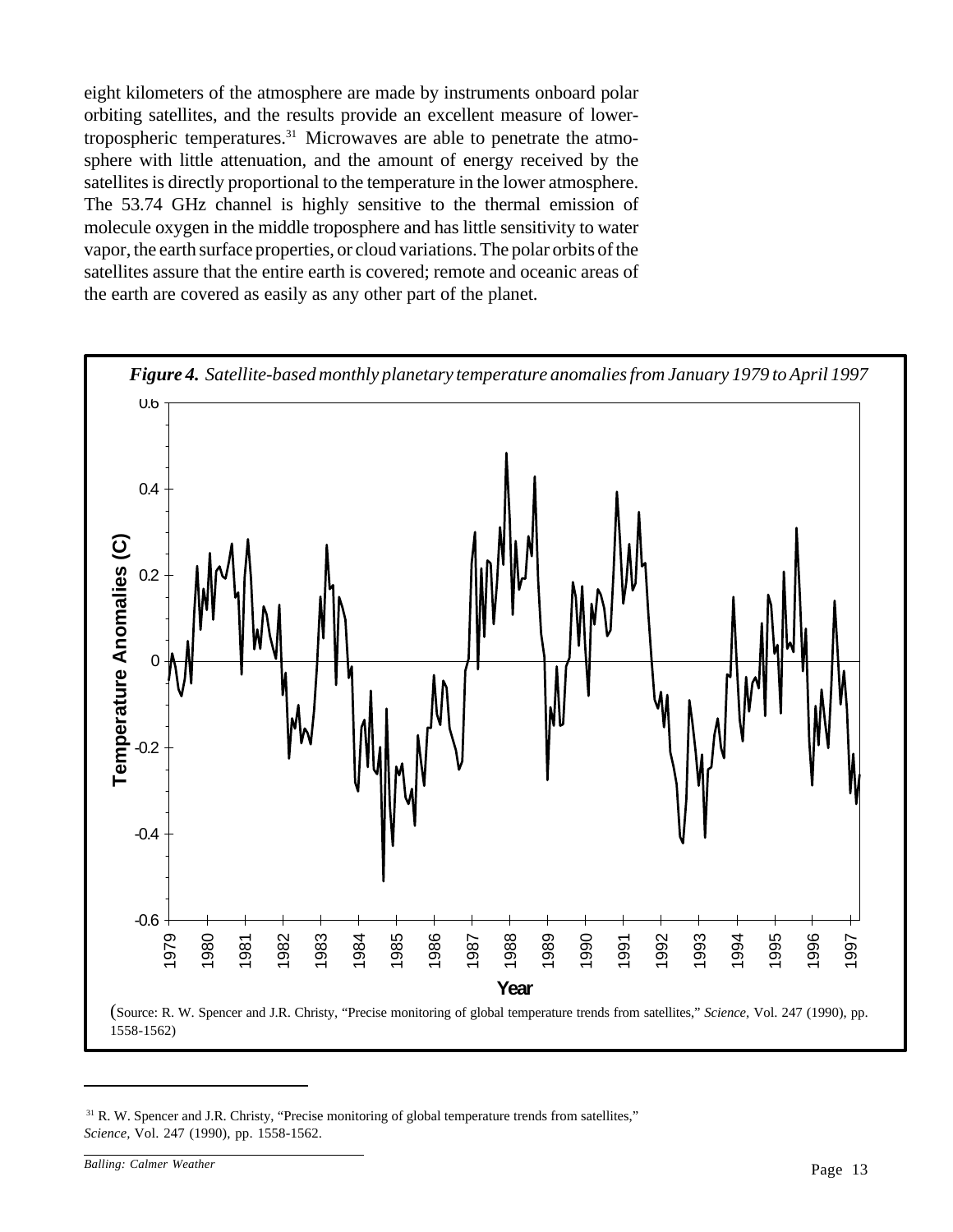eight kilometers of the atmosphere are made by instruments onboard polar orbiting satellites, and the results provide an excellent measure of lower-tropospheric temperatures.[31] Microwaves are able to penetrate the atmosphere with little attenuation, and the amount of energy received by the satellites is directly proportional to the temperature in the lower atmosphere. The 53.74 GHz channel is highly sensitive to the thermal emission of molecule oxygen in the middle troposphere and has little sensitivity to water vapor, the earth surface properties, or cloud variations. The polar orbits of the satellites assure that the entire earth is covered; remote and oceanic areas of the earth are covered as easily as any other part of the planet.

***Figure 4.*** *Satellite-based monthly planetary temperature anomalies from January 1979 to April 1997*

Temperature Anomalies (C)

0.6
0.4
0.2
0
-0.2
-0.4
-0.6

1979 1980 1981 1982 1983 1984 1985 1986 1987 1988 1989 1990 1991 1992 1993 1994 1995 1996 1997

Year

(Source: R. W. Spencer and J.R. Christy, "Precise monitoring of global temperature trends from satellites," *Science*, Vol. 247 (1990), pp. 1558-1562)

---

[31] R. W. Spencer and J.R. Christy, "Precise monitoring of global temperature trends from satellites," *Science*, Vol. 247 (1990), pp. 1558-1562.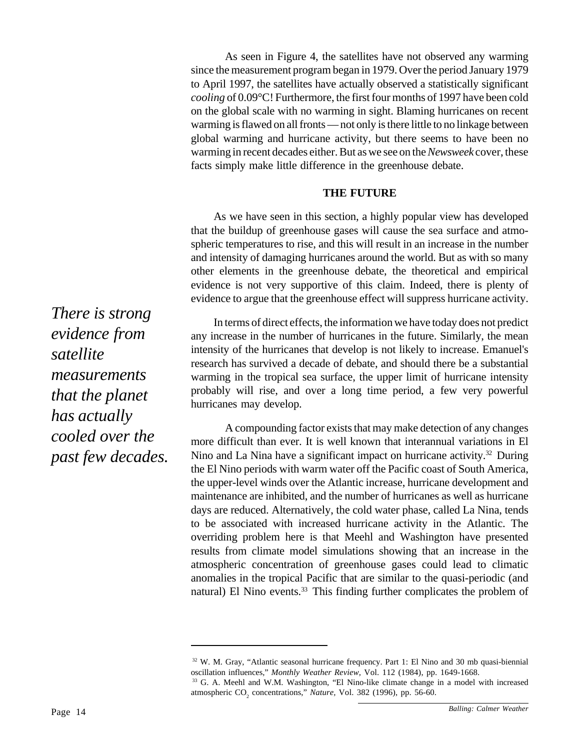As seen in Figure 4, the satellites have not observed any warming since the measurement program began in 1979. Over the period January 1979 to April 1997, the satellites have actually observed a statistically significant *cooling* of 0.09°C! Furthermore, the first four months of 1997 have been cold on the global scale with no warming in sight. Blaming hurricanes on recent warming is flawed on all fronts — not only is there little to no linkage between global warming and hurricane activity, but there seems to have been no warming in recent decades either. But as we see on the *Newsweek* cover, these facts simply make little difference in the greenhouse debate.

### THE FUTURE

As we have seen in this section, a highly popular view has developed that the buildup of greenhouse gases will cause the sea surface and atmospheric temperatures to rise, and this will result in an increase in the number and intensity of damaging hurricanes around the world. But as with so many other elements in the greenhouse debate, the theoretical and empirical evidence is not very supportive of this claim. Indeed, there is plenty of evidence to argue that the greenhouse effect will suppress hurricane activity.

*There is strong evidence from satellite measurements that the planet has actually cooled over the past few decades.*

In terms of direct effects, the information we have today does not predict any increase in the number of hurricanes in the future. Similarly, the mean intensity of the hurricanes that develop is not likely to increase. Emanuel's research has survived a decade of debate, and should there be a substantial warming in the tropical sea surface, the upper limit of hurricane intensity probably will rise, and over a long time period, a few very powerful hurricanes may develop.

A compounding factor exists that may make detection of any changes more difficult than ever. It is well known that interannual variations in El Nino and La Nina have a significant impact on hurricane activity.[32] During the El Nino periods with warm water off the Pacific coast of South America, the upper-level winds over the Atlantic increase, hurricane development and maintenance are inhibited, and the number of hurricanes as well as hurricane days are reduced. Alternatively, the cold water phase, called La Nina, tends to be associated with increased hurricane activity in the Atlantic. The overriding problem here is that Meehl and Washington have presented results from climate model simulations showing that an increase in the atmospheric concentration of greenhouse gases could lead to climatic anomalies in the tropical Pacific that are similar to the quasi-periodic (and natural) El Nino events.[33] This finding further complicates the problem of

---

[32] W. M. Gray, "Atlantic seasonal hurricane frequency. Part 1: El Nino and 30 mb quasi-biennial oscillation influences," *Monthly Weather Review,* Vol. 112 (1984), pp. 1649-1668.

[33] G. A. Meehl and W.M. Washington, "El Nino-like climate change in a model with increased atmospheric $CO_2$ concentrations," *Nature,* Vol. 382 (1996), pp. 56-60.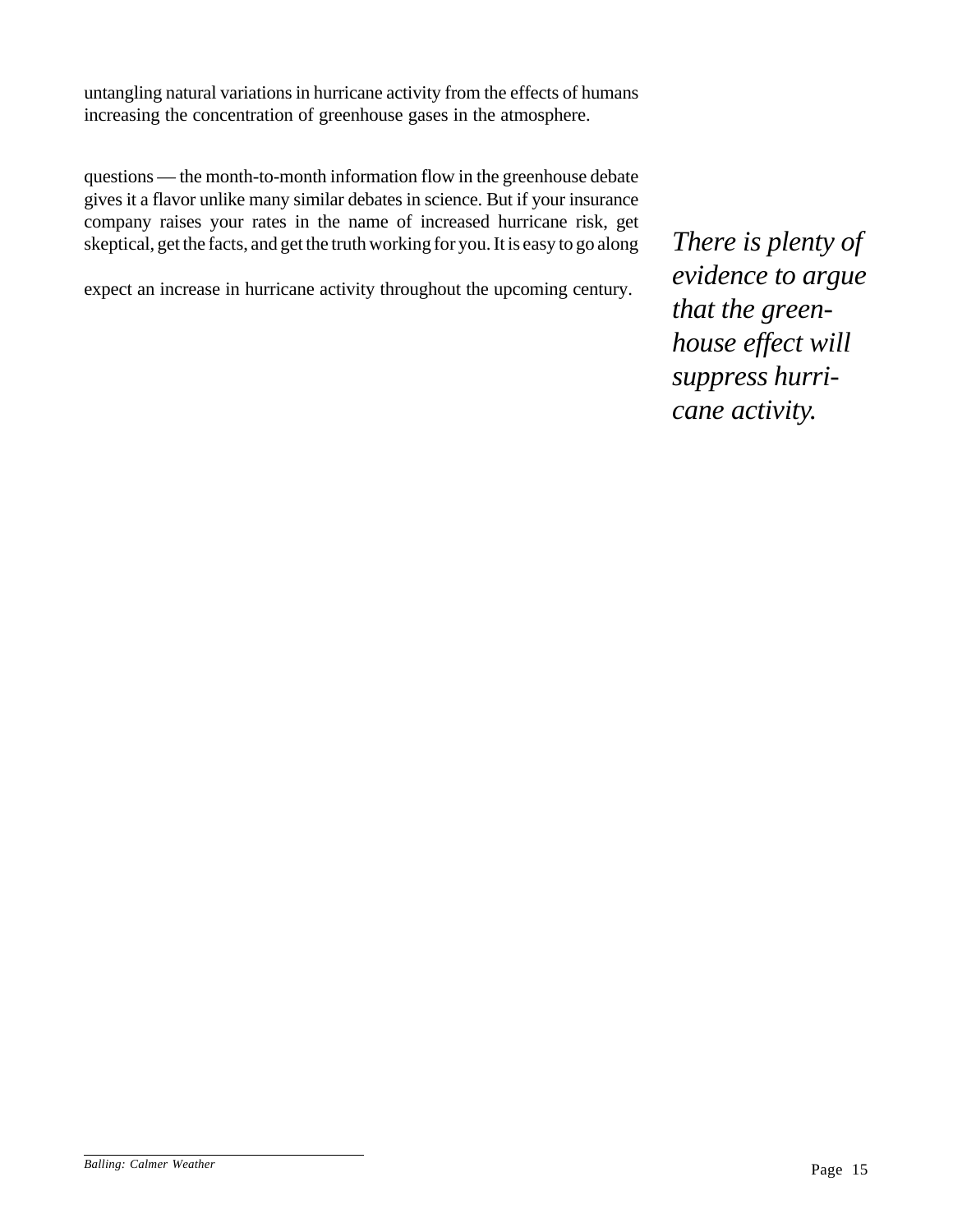untangling natural variations in hurricane activity from the effects of humans increasing the concentration of greenhouse gases in the atmosphere.

questions — the month-to-month information flow in the greenhouse debate gives it a flavor unlike many similar debates in science. But if your insurance company raises your rates in the name of increased hurricane risk, get skeptical, get the facts, and get the truth working for you. It is easy to go along

expect an increase in hurricane activity throughout the upcoming century.

*There is plenty of evidence to argue that the greenhouse effect will suppress hurricane activity.*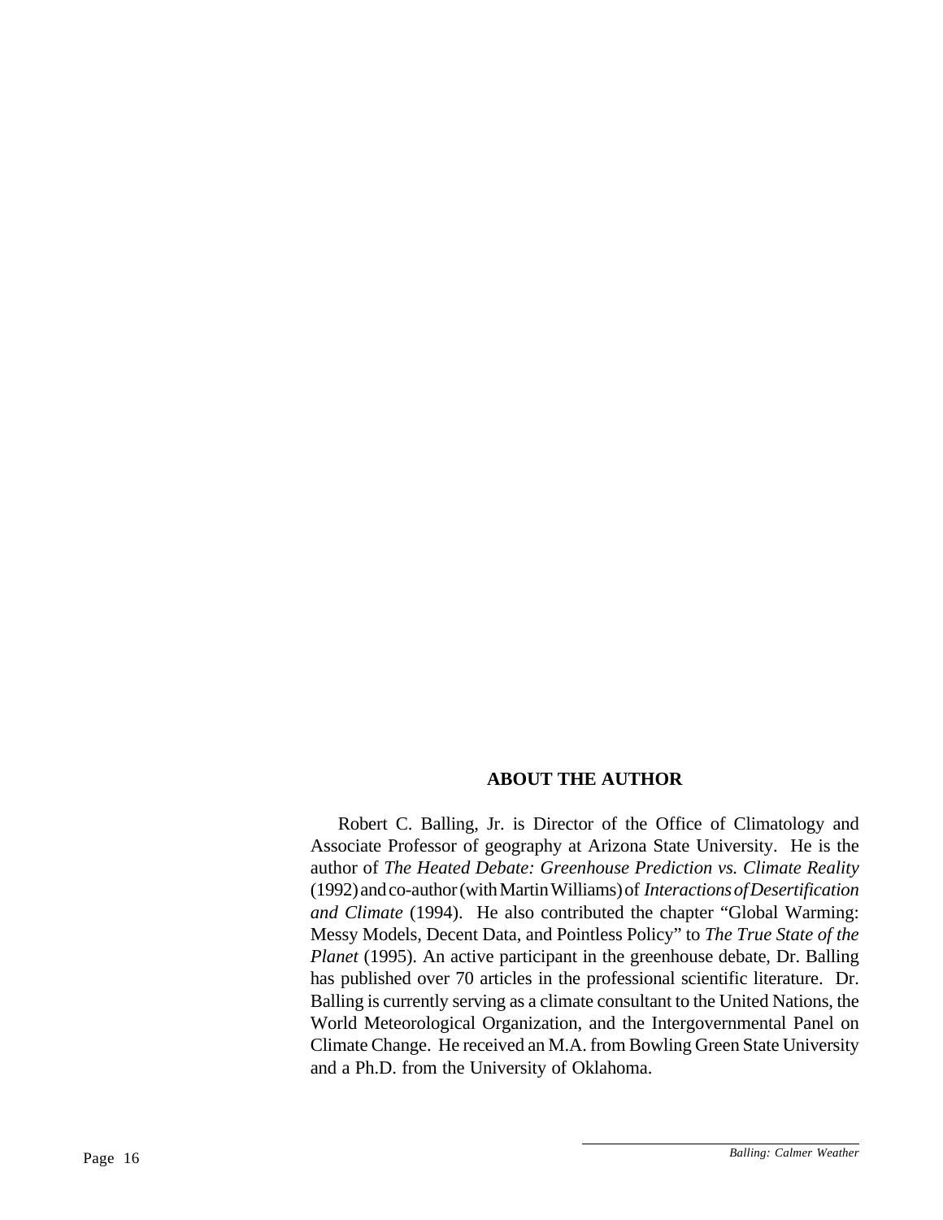## ABOUT THE AUTHOR

Robert C. Balling, Jr. is Director of the Office of Climatology and Associate Professor of geography at Arizona State University. He is the author of *The Heated Debate: Greenhouse Prediction vs. Climate Reality* (1992) and co-author (with Martin Williams) of *Interactions of Desertification and Climate* (1994). He also contributed the chapter "Global Warming: Messy Models, Decent Data, and Pointless Policy" to *The True State of the Planet* (1995). An active participant in the greenhouse debate, Dr. Balling has published over 70 articles in the professional scientific literature. Dr. Balling is currently serving as a climate consultant to the United Nations, the World Meteorological Organization, and the Intergovernmental Panel on Climate Change. He received an M.A. from Bowling Green State University and a Ph.D. from the University of Oklahoma.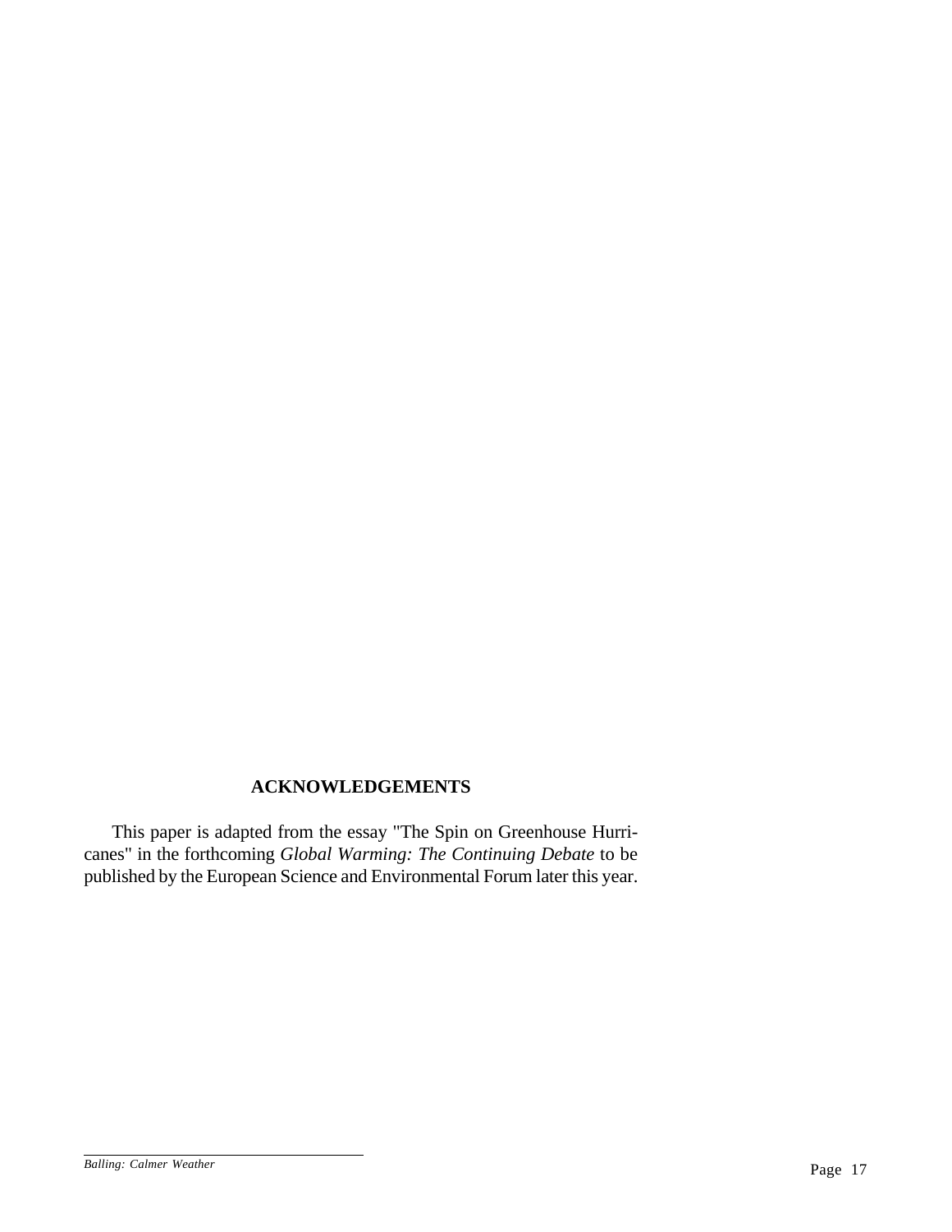## ACKNOWLEDGEMENTS

This paper is adapted from the essay "The Spin on Greenhouse Hurricanes" in the forthcoming *Global Warming: The Continuing Debate* to be published by the European Science and Environmental Forum later this year.